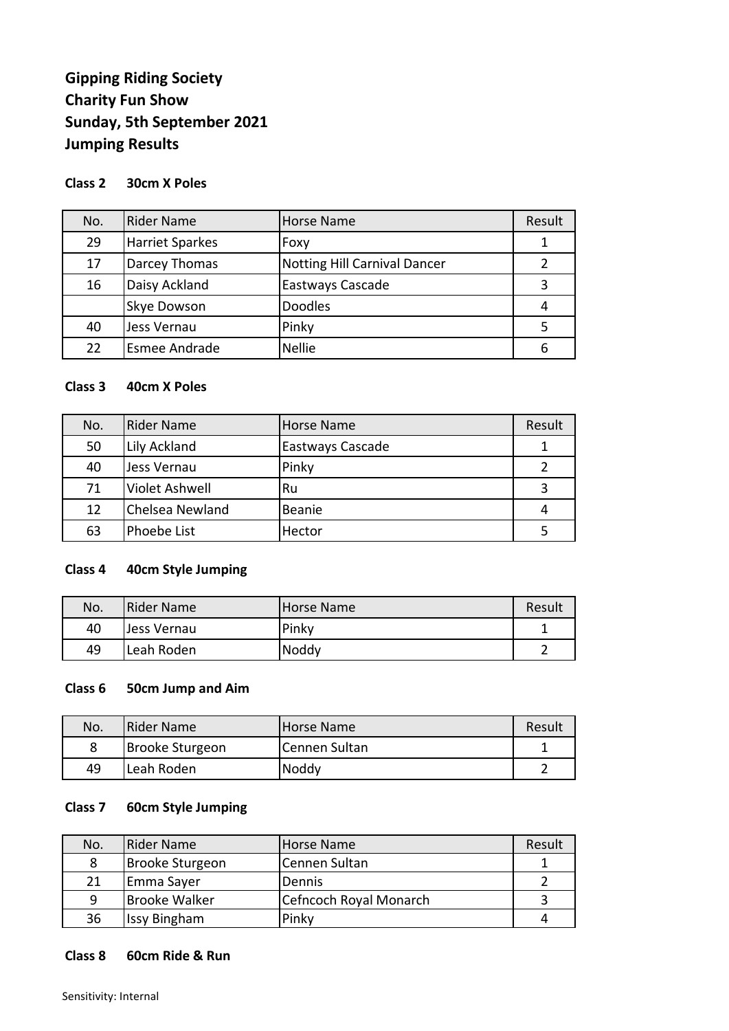**Gipping Riding Society**
**Charity Fun Show**
**Sunday, 5th September 2021**
**Jumping Results**

### Class 2 30cm X Poles

| No. | Rider Name | Horse Name | Result |
|---|---|---|---|
| 29 | Harriet Sparkes | Foxy | 1 |
| 17 | Darcey Thomas | Notting Hill Carnival Dancer | 2 |
| 16 | Daisy Ackland | Eastways Cascade | 3 |
| | Skye Dowson | Doodles | 4 |
| 40 | Jess Vernau | Pinky | 5 |
| 22 | Esmee Andrade | Nellie | 6 |

### Class 3 40cm X Poles

| No. | Rider Name | Horse Name | Result |
|---|---|---|---|
| 50 | Lily Ackland | Eastways Cascade | 1 |
| 40 | Jess Vernau | Pinky | 2 |
| 71 | Violet Ashwell | Ru | 3 |
| 12 | Chelsea Newland | Beanie | 4 |
| 63 | Phoebe List | Hector | 5 |

### Class 4 40cm Style Jumping

| No. | Rider Name | Horse Name | Result |
|---|---|---|---|
| 40 | Jess Vernau | Pinky | 1 |
| 49 | Leah Roden | Noddy | 2 |

### Class 6 50cm Jump and Aim

| No. | Rider Name | Horse Name | Result |
|---|---|---|---|
| 8 | Brooke Sturgeon | Cennen Sultan | 1 |
| 49 | Leah Roden | Noddy | 2 |

### Class 7 60cm Style Jumping

| No. | Rider Name | Horse Name | Result |
|---|---|---|---|
| 8 | Brooke Sturgeon | Cennen Sultan | 1 |
| 21 | Emma Sayer | Dennis | 2 |
| 9 | Brooke Walker | Cefncoch Royal Monarch | 3 |
| 36 | Issy Bingham | Pinky | 4 |

### Class 8 60cm Ride & Run

Sensitivity: Internal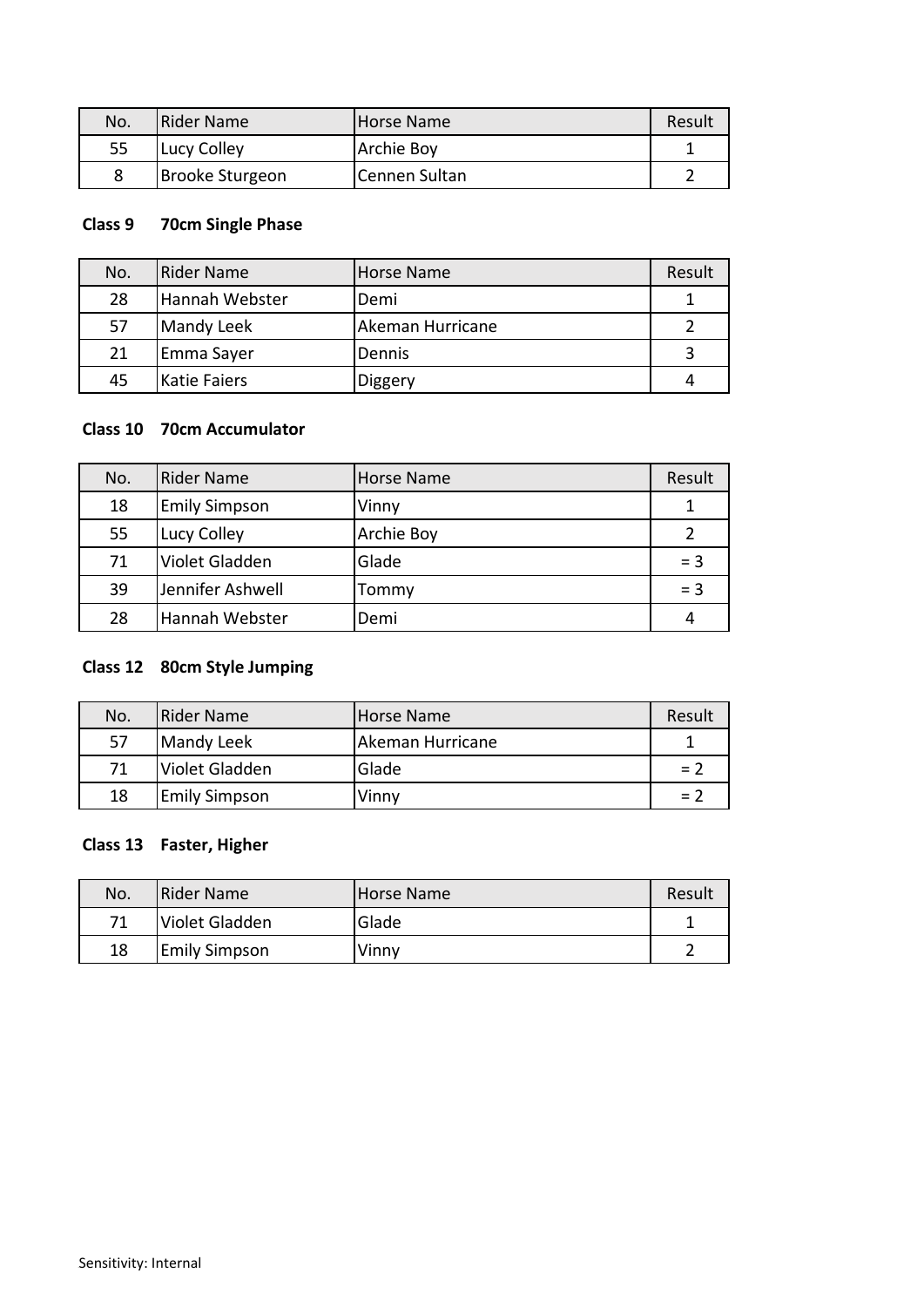| No. | Rider Name | Horse Name | Result |
|---|---|---|---|
| 55 | Lucy Colley | Archie Boy | 1 |
| 8 | Brooke Sturgeon | Cennen Sultan | 2 |

**Class 9 70cm Single Phase**

| No. | Rider Name | Horse Name | Result |
|---|---|---|---|
| 28 | Hannah Webster | Demi | 1 |
| 57 | Mandy Leek | Akeman Hurricane | 2 |
| 21 | Emma Sayer | Dennis | 3 |
| 45 | Katie Faiers | Diggery | 4 |

**Class 10 70cm Accumulator**

| No. | Rider Name | Horse Name | Result |
|---|---|---|---|
| 18 | Emily Simpson | Vinny | 1 |
| 55 | Lucy Colley | Archie Boy | 2 |
| 71 | Violet Gladden | Glade | = 3 |
| 39 | Jennifer Ashwell | Tommy | = 3 |
| 28 | Hannah Webster | Demi | 4 |

**Class 12 80cm Style Jumping**

| No. | Rider Name | Horse Name | Result |
|---|---|---|---|
| 57 | Mandy Leek | Akeman Hurricane | 1 |
| 71 | Violet Gladden | Glade | = 2 |
| 18 | Emily Simpson | Vinny | = 2 |

**Class 13 Faster, Higher**

| No. | Rider Name | Horse Name | Result |
|---|---|---|---|
| 71 | Violet Gladden | Glade | 1 |
| 18 | Emily Simpson | Vinny | 2 |

Sensitivity: Internal